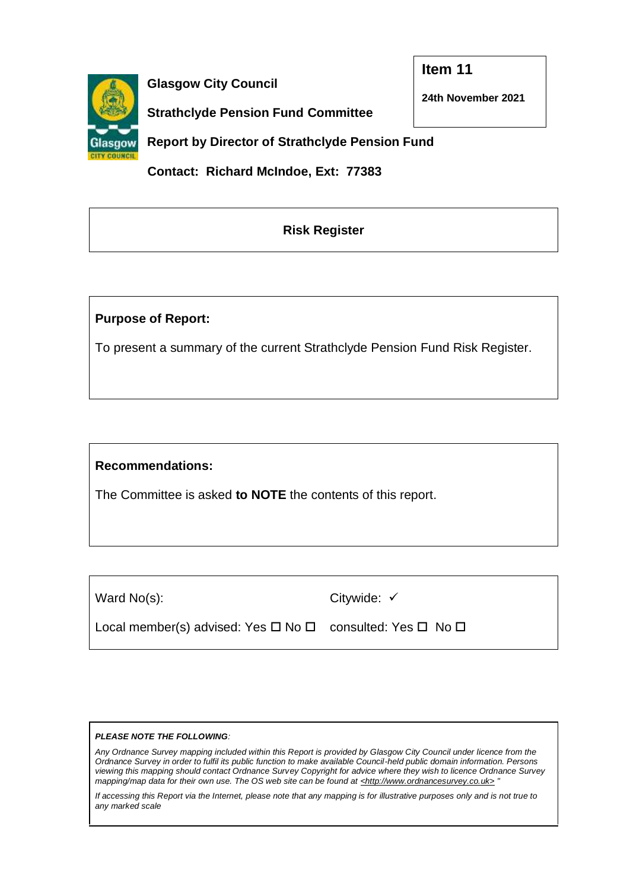**Glasgow City Council**

**Strathclyde Pension Fund Committee**

**Report by Director of Strathclyde Pension Fund**

**Contact: Richard McIndoe, Ext: 77383**

**Item 11**

**24th November 2021**

## Risk Register

**Purpose of Report:**

To present a summary of the current Strathclyde Pension Fund Risk Register.

**Recommendations:**

The Committee is asked **to NOTE** the contents of this report.

| | |
|---|---|
| Ward No(s): | Citywide: ✓ |
| Local member(s) advised: Yes ☐ No ☐ | consulted: Yes ☐ No ☐ |

***PLEASE NOTE THE FOLLOWING:***

*Any Ordnance Survey mapping included within this Report is provided by Glasgow City Council under licence from the Ordnance Survey in order to fulfil its public function to make available Council-held public domain information. Persons viewing this mapping should contact Ordnance Survey Copyright for advice where they wish to licence Ordnance Survey mapping/map data for their own use. The OS web site can be found at <http://www.ordnancesurvey.co.uk> "*

*If accessing this Report via the Internet, please note that any mapping is for illustrative purposes only and is not true to any marked scale*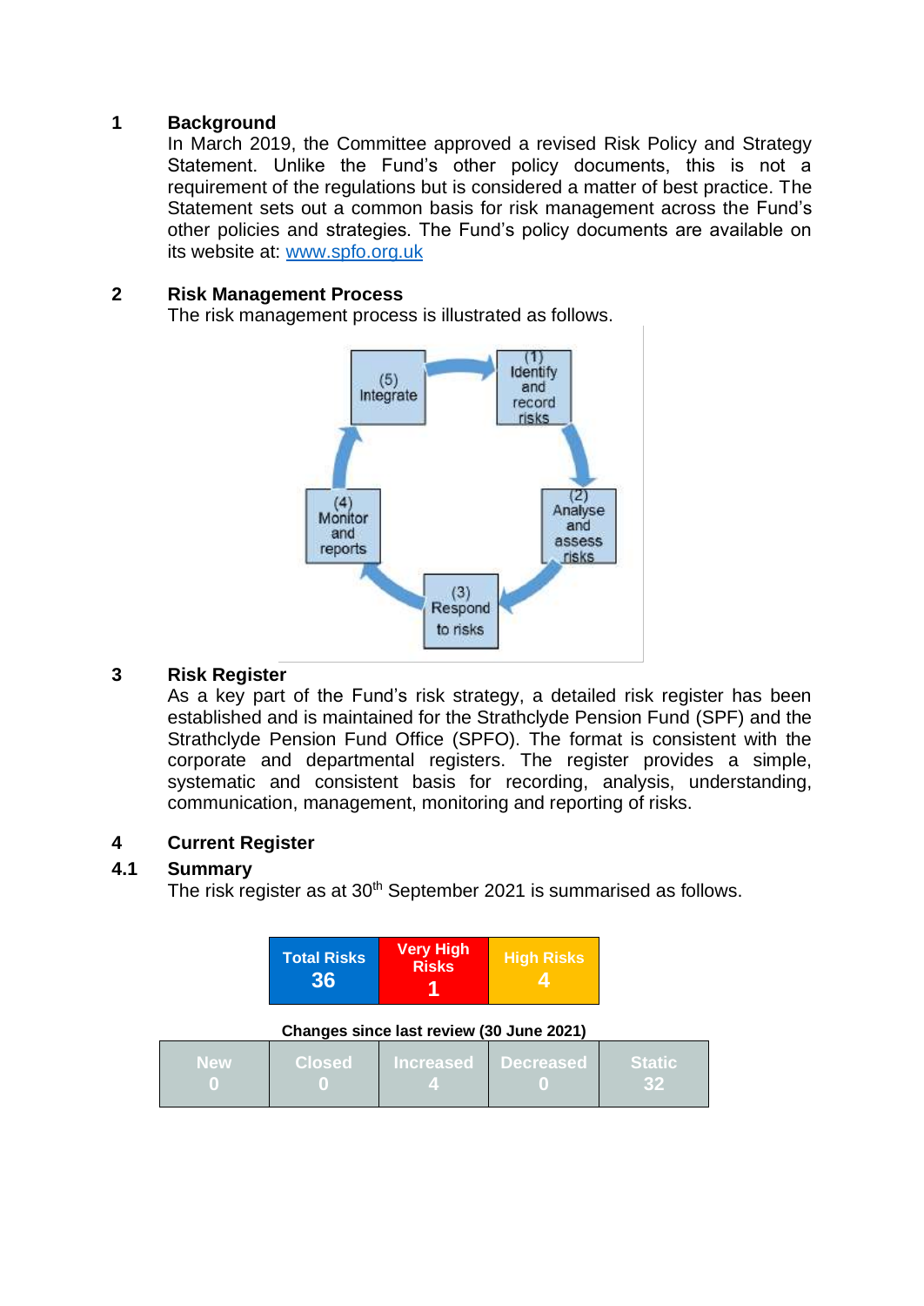## 1 Background

In March 2019, the Committee approved a revised Risk Policy and Strategy Statement. Unlike the Fund's other policy documents, this is not a requirement of the regulations but is considered a matter of best practice. The Statement sets out a common basis for risk management across the Fund's other policies and strategies. The Fund's policy documents are available on its website at: www.spfo.org.uk

## 2 Risk Management Process

The risk management process is illustrated as follows.

(1) Identify and record risks → (2) Analyse and assess risks → (3) Respond to risks → (4) Monitor and reports → (5) Integrate → (1)

## 3 Risk Register

As a key part of the Fund's risk strategy, a detailed risk register has been established and is maintained for the Strathclyde Pension Fund (SPF) and the Strathclyde Pension Fund Office (SPFO). The format is consistent with the corporate and departmental registers. The register provides a simple, systematic and consistent basis for recording, analysis, understanding, communication, management, monitoring and reporting of risks.

## 4 Current Register

### 4.1 Summary

The risk register as at 30th September 2021 is summarised as follows.

| Total Risks | Very High Risks | High Risks |
|---|---|---|
| 36 | 1 | 4 |

**Changes since last review (30 June 2021)**

| New | Closed | Increased | Decreased | Static |
|---|---|---|---|---|
| 0 | 0 | 4 | 0 | 32 |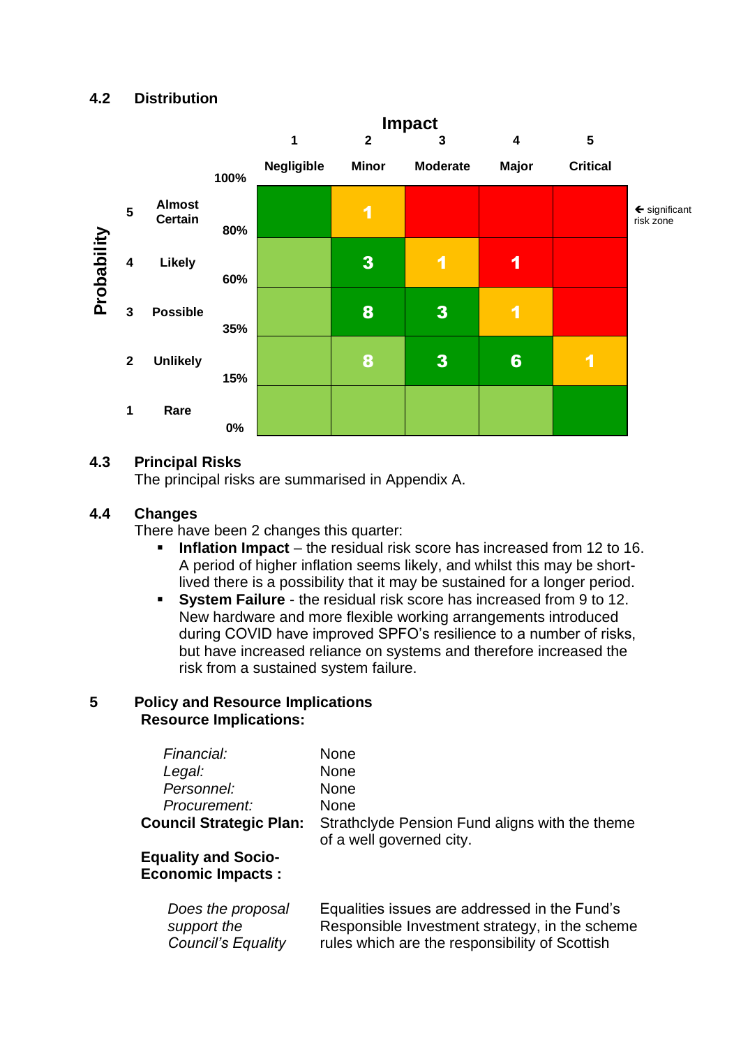## 4.2 Distribution

**Impact**

| Probability | | | 1 Negligible | 2 Minor | 3 Moderate | 4 Major | 5 Critical |
|---|---|---|---|---|---|---|---|
| | | 100% | | | | | |
| 5 | Almost Certain | 80% | | 1 | | | |
| 4 | Likely | 60% | | 3 | 1 | 1 | |
| 3 | Possible | 35% | | 8 | 3 | 1 | |
| 2 | Unlikely | 15% | | 8 | 3 | 6 | 1 |
| 1 | Rare | 0% | | | | | |

← significant risk zone

## 4.3 Principal Risks

The principal risks are summarised in Appendix A.

## 4.4 Changes

There have been 2 changes this quarter:

- **Inflation Impact** – the residual risk score has increased from 12 to 16. A period of higher inflation seems likely, and whilst this may be short-lived there is a possibility that it may be sustained for a longer period.
- **System Failure** - the residual risk score has increased from 9 to 12. New hardware and more flexible working arrangements introduced during COVID have improved SPFO's resilience to a number of risks, but have increased reliance on systems and therefore increased the risk from a sustained system failure.

# 5 Policy and Resource Implications

**Resource Implications:**

| | |
|---|---|
| *Financial:* | None |
| *Legal:* | None |
| *Personnel:* | None |
| *Procurement:* | None |
| **Council Strategic Plan:** | Strathclyde Pension Fund aligns with the theme of a well governed city. |

**Equality and Socio-Economic Impacts :**

| | |
|---|---|
| *Does the proposal support the Council's Equality* | Equalities issues are addressed in the Fund's Responsible Investment strategy, in the scheme rules which are the responsibility of Scottish |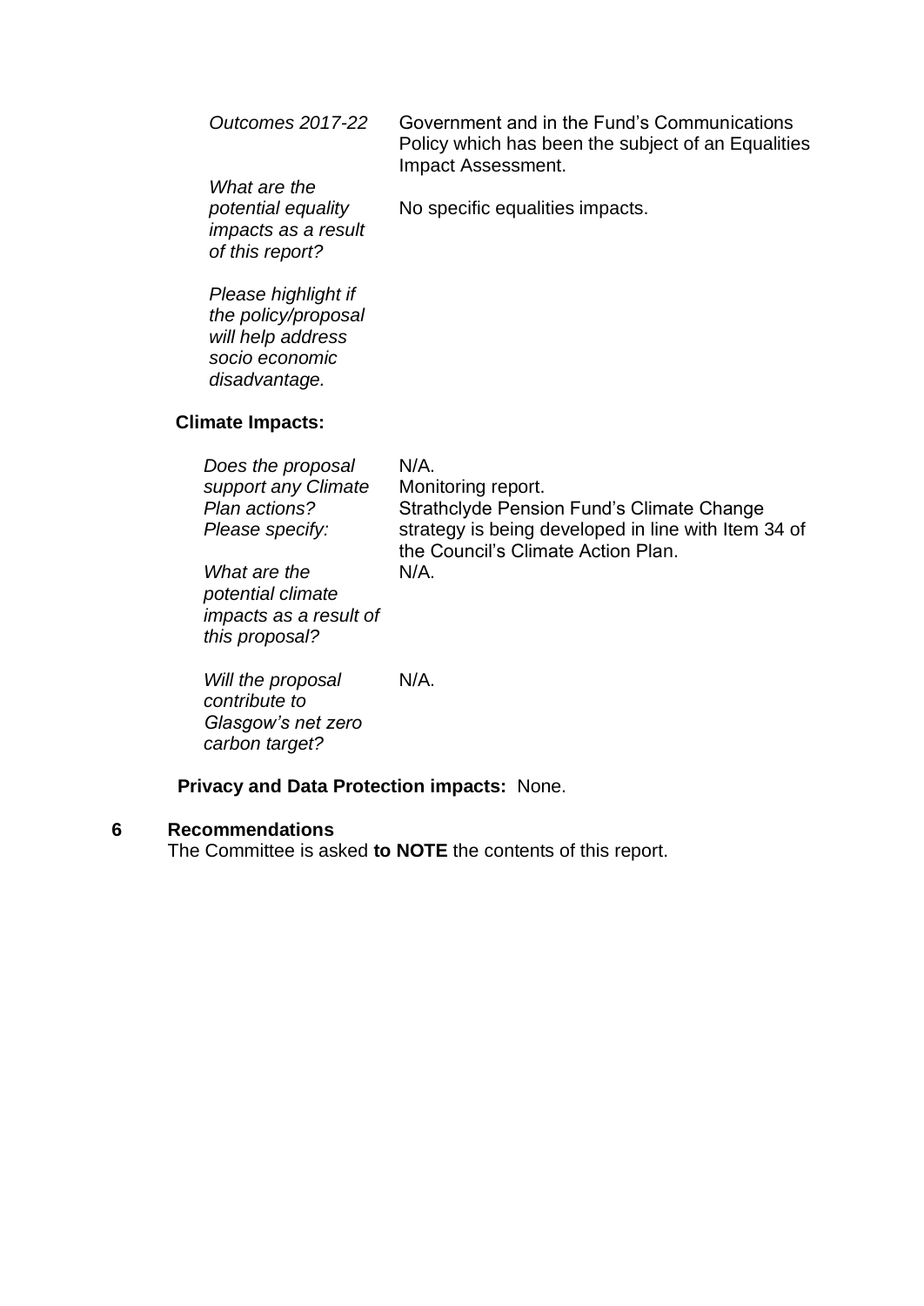| | |
|---|---|
| *Outcomes 2017-22* | Government and in the Fund's Communications Policy which has been the subject of an Equalities Impact Assessment. |
| *What are the potential equality impacts as a result of this report?* | No specific equalities impacts. |
| *Please highlight if the policy/proposal will help address socio economic disadvantage.* | |

**Climate Impacts:**

| | |
|---|---|
| *Does the proposal support any Climate Plan actions? Please specify:* | N/A. Monitoring report. Strathclyde Pension Fund's Climate Change strategy is being developed in line with Item 34 of the Council's Climate Action Plan. |
| *What are the potential climate impacts as a result of this proposal?* | N/A. |
| *Will the proposal contribute to Glasgow's net zero carbon target?* | N/A. |

**Privacy and Data Protection impacts:** None.

## 6 Recommendations

The Committee is asked **to NOTE** the contents of this report.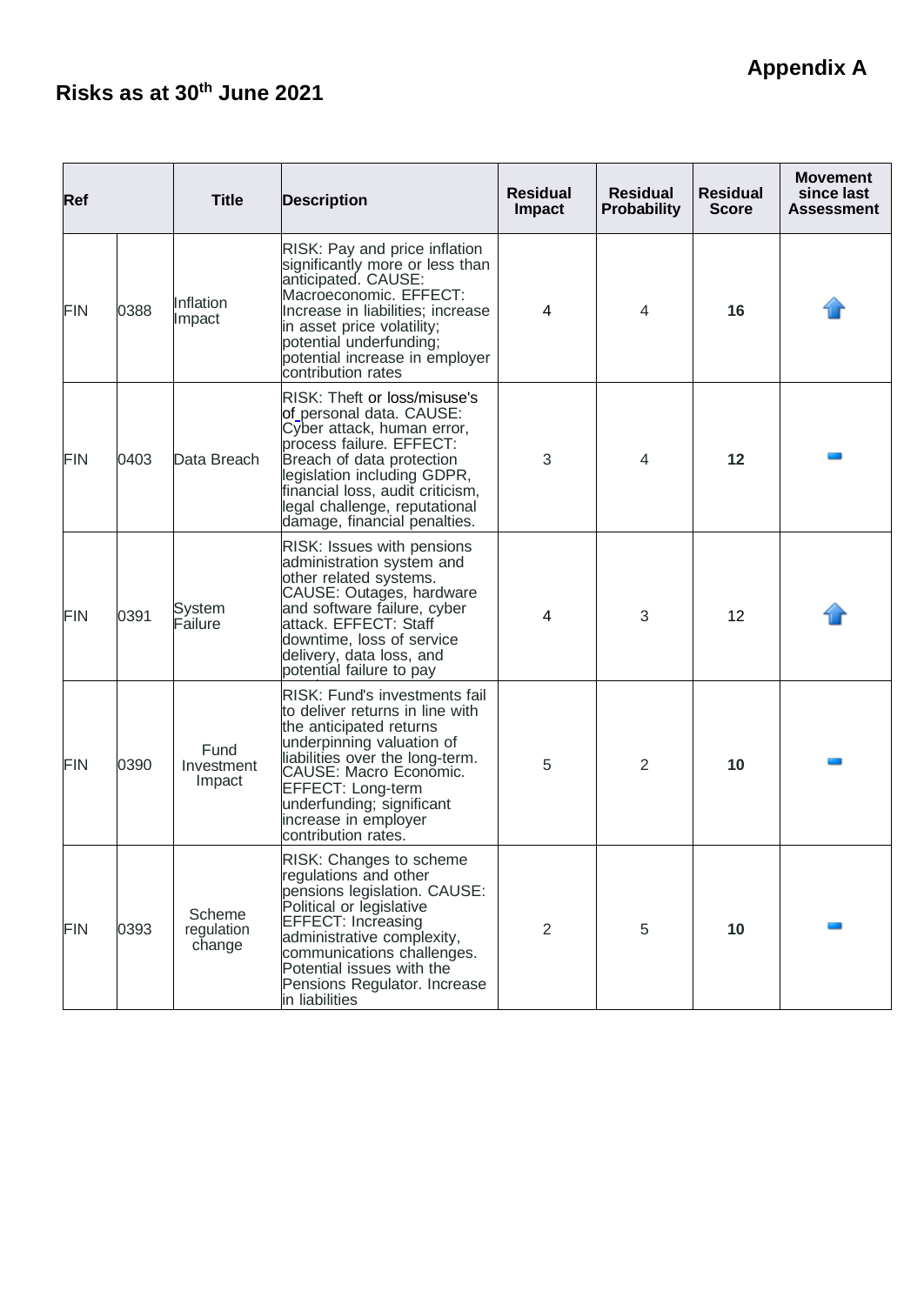**Appendix A**

## Risks as at 30th June 2021

| Ref | | Title | Description | Residual Impact | Residual Probability | Residual Score | Movement since last Assessment |
|---|---|---|---|---|---|---|---|
| FIN | 0388 | Inflation Impact | RISK: Pay and price inflation significantly more or less than anticipated. CAUSE: Macroeconomic. EFFECT: Increase in liabilities; increase in asset price volatility; potential underfunding; potential increase in employer contribution rates | 4 | 4 | **16** | ↑ |
| FIN | 0403 | Data Breach | RISK: Theft or loss/misuse's of personal data. CAUSE: Cyber attack, human error, process failure. EFFECT: Breach of data protection legislation including GDPR, financial loss, audit criticism, legal challenge, reputational damage, financial penalties. | 3 | 4 | **12** | – |
| FIN | 0391 | System Failure | RISK: Issues with pensions administration system and other related systems. CAUSE: Outages, hardware and software failure, cyber attack. EFFECT: Staff downtime, loss of service delivery, data loss, and potential failure to pay | 4 | 3 | 12 | ↑ |
| FIN | 0390 | Fund Investment Impact | RISK: Fund's investments fail to deliver returns in line with the anticipated returns underpinning valuation of liabilities over the long-term. CAUSE: Macro Economic. EFFECT: Long-term underfunding; significant increase in employer contribution rates. | 5 | 2 | **10** | – |
| FIN | 0393 | Scheme regulation change | RISK: Changes to scheme regulations and other pensions legislation. CAUSE: Political or legislative EFFECT: Increasing administrative complexity, communications challenges. Potential issues with the Pensions Regulator. Increase in liabilities | 2 | 5 | **10** | – |